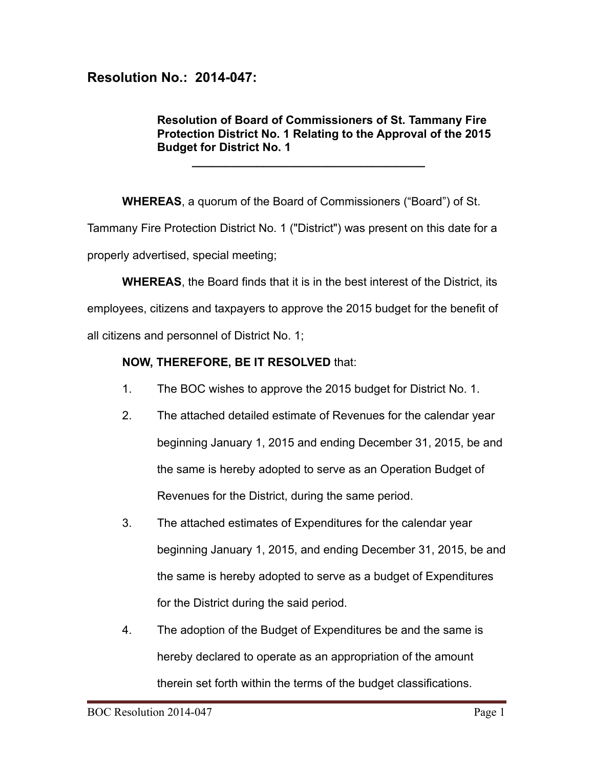# Resolution No.: 2014-047:

**Resolution of Board of Commissioners of St. Tammany Fire Protection District No. 1 Relating to the Approval of the 2015 Budget for District No. 1**

---

**WHEREAS**, a quorum of the Board of Commissioners ("Board") of St. Tammany Fire Protection District No. 1 ("District") was present on this date for a properly advertised, special meeting;

**WHEREAS**, the Board finds that it is in the best interest of the District, its employees, citizens and taxpayers to approve the 2015 budget for the benefit of all citizens and personnel of District No. 1;

**NOW, THEREFORE, BE IT RESOLVED** that:

1. The BOC wishes to approve the 2015 budget for District No. 1.
2. The attached detailed estimate of Revenues for the calendar year beginning January 1, 2015 and ending December 31, 2015, be and the same is hereby adopted to serve as an Operation Budget of Revenues for the District, during the same period.
3. The attached estimates of Expenditures for the calendar year beginning January 1, 2015, and ending December 31, 2015, be and the same is hereby adopted to serve as a budget of Expenditures for the District during the said period.
4. The adoption of the Budget of Expenditures be and the same is hereby declared to operate as an appropriation of the amount therein set forth within the terms of the budget classifications.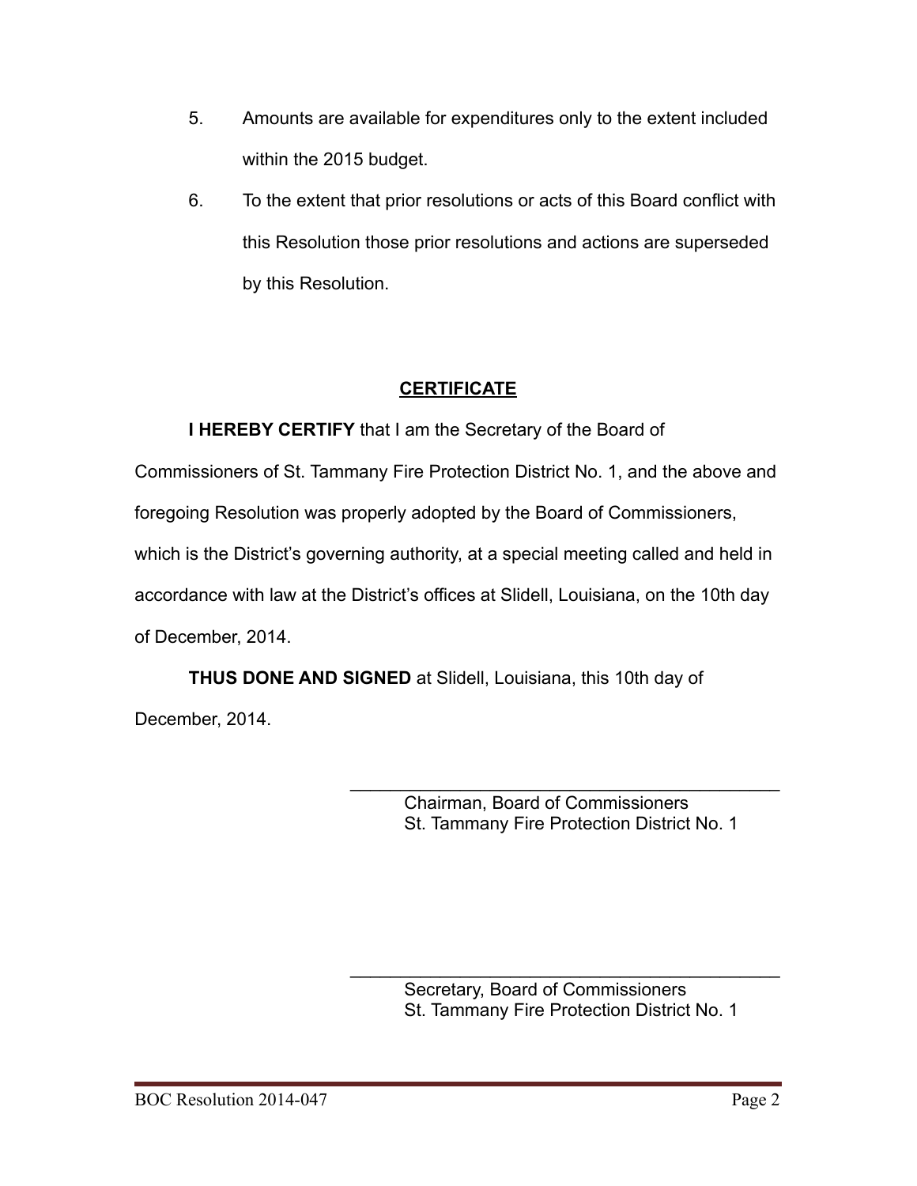5. Amounts are available for expenditures only to the extent included within the 2015 budget.

6. To the extent that prior resolutions or acts of this Board conflict with this Resolution those prior resolutions and actions are superseded by this Resolution.

## **CERTIFICATE**

**I HEREBY CERTIFY** that I am the Secretary of the Board of Commissioners of St. Tammany Fire Protection District No. 1, and the above and foregoing Resolution was properly adopted by the Board of Commissioners, which is the District's governing authority, at a special meeting called and held in accordance with law at the District's offices at Slidell, Louisiana, on the 10th day of December, 2014.

**THUS DONE AND SIGNED** at Slidell, Louisiana, this 10th day of December, 2014.

\_\_\_\_\_\_\_\_\_\_\_\_\_\_\_\_\_\_\_\_\_\_\_\_\_\_\_\_\_\_\_\_\_\_\_\_\_\_\_\_
Chairman, Board of Commissioners
St. Tammany Fire Protection District No. 1

\_\_\_\_\_\_\_\_\_\_\_\_\_\_\_\_\_\_\_\_\_\_\_\_\_\_\_\_\_\_\_\_\_\_\_\_\_\_\_\_
Secretary, Board of Commissioners
St. Tammany Fire Protection District No. 1